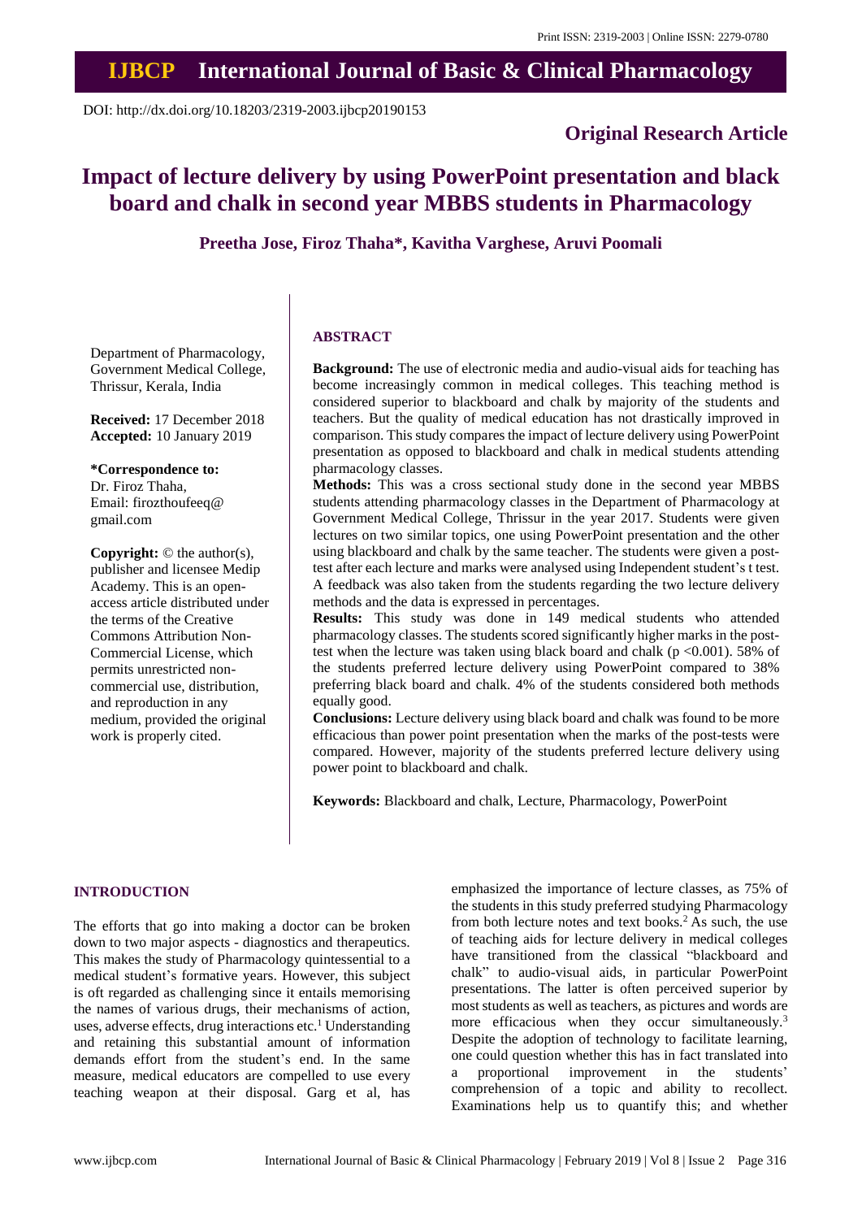Print ISSN: 2319-2003 | Online ISSN: 2279-0780

# IJBCP International Journal of Basic & Clinical Pharmacology

DOI: http://dx.doi.org/10.18203/2319-2003.ijbcp20190153

**Original Research Article**

# Impact of lecture delivery by using PowerPoint presentation and black board and chalk in second year MBBS students in Pharmacology

**Preetha Jose, Firoz Thaha\*, Kavitha Varghese, Aruvi Poomali**

Department of Pharmacology, Government Medical College, Thrissur, Kerala, India

**Received:** 17 December 2018
**Accepted:** 10 January 2019

**\*Correspondence to:**
Dr. Firoz Thaha,
Email: firozthoufeeq@gmail.com

**Copyright:** © the author(s), publisher and licensee Medip Academy. This is an open-access article distributed under the terms of the Creative Commons Attribution Non-Commercial License, which permits unrestricted non-commercial use, distribution, and reproduction in any medium, provided the original work is properly cited.

## ABSTRACT

**Background:** The use of electronic media and audio-visual aids for teaching has become increasingly common in medical colleges. This teaching method is considered superior to blackboard and chalk by majority of the students and teachers. But the quality of medical education has not drastically improved in comparison. This study compares the impact of lecture delivery using PowerPoint presentation as opposed to blackboard and chalk in medical students attending pharmacology classes.

**Methods:** This was a cross sectional study done in the second year MBBS students attending pharmacology classes in the Department of Pharmacology at Government Medical College, Thrissur in the year 2017. Students were given lectures on two similar topics, one using PowerPoint presentation and the other using blackboard and chalk by the same teacher. The students were given a post-test after each lecture and marks were analysed using Independent student's t test. A feedback was also taken from the students regarding the two lecture delivery methods and the data is expressed in percentages.

**Results:** This study was done in 149 medical students who attended pharmacology classes. The students scored significantly higher marks in the post-test when the lecture was taken using black board and chalk ($p < 0.001$). 58% of the students preferred lecture delivery using PowerPoint compared to 38% preferring black board and chalk. 4% of the students considered both methods equally good.

**Conclusions:** Lecture delivery using black board and chalk was found to be more efficacious than power point presentation when the marks of the post-tests were compared. However, majority of the students preferred lecture delivery using power point to blackboard and chalk.

**Keywords:** Blackboard and chalk, Lecture, Pharmacology, PowerPoint

## INTRODUCTION

The efforts that go into making a doctor can be broken down to two major aspects - diagnostics and therapeutics. This makes the study of Pharmacology quintessential to a medical student's formative years. However, this subject is oft regarded as challenging since it entails memorising the names of various drugs, their mechanisms of action, uses, adverse effects, drug interactions etc.[1] Understanding and retaining this substantial amount of information demands effort from the student's end. In the same measure, medical educators are compelled to use every teaching weapon at their disposal. Garg et al, has emphasized the importance of lecture classes, as 75% of the students in this study preferred studying Pharmacology from both lecture notes and text books.[2] As such, the use of teaching aids for lecture delivery in medical colleges have transitioned from the classical "blackboard and chalk" to audio-visual aids, in particular PowerPoint presentations. The latter is often perceived superior by most students as well as teachers, as pictures and words are more efficacious when they occur simultaneously.[3] Despite the adoption of technology to facilitate learning, one could question whether this has in fact translated into a proportional improvement in the students' comprehension of a topic and ability to recollect. Examinations help us to quantify this; and whether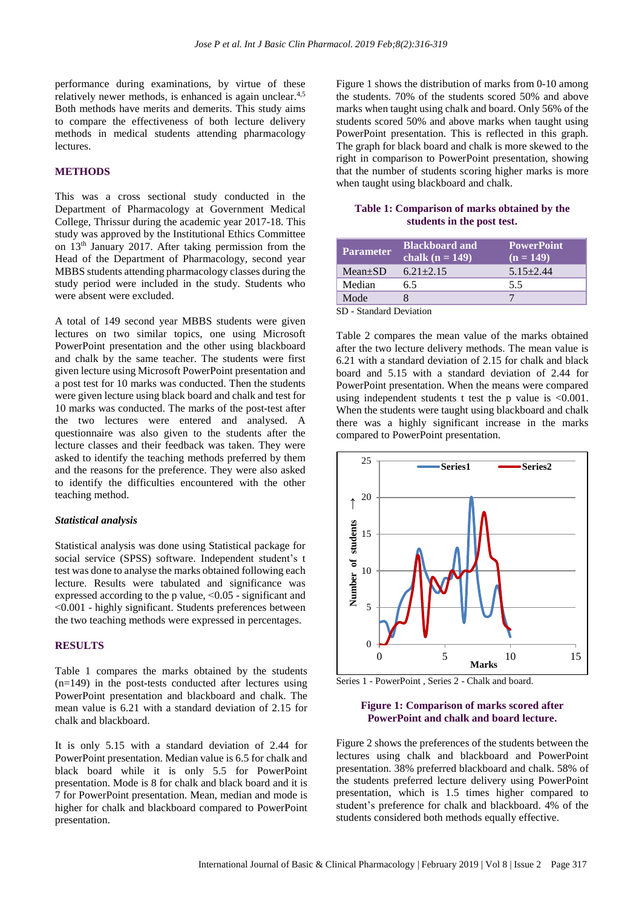performance during examinations, by virtue of these relatively newer methods, is enhanced is again unclear.[4,5] Both methods have merits and demerits. This study aims to compare the effectiveness of both lecture delivery methods in medical students attending pharmacology lectures.

## METHODS

This was a cross sectional study conducted in the Department of Pharmacology at Government Medical College, Thrissur during the academic year 2017-18. This study was approved by the Institutional Ethics Committee on 13th January 2017. After taking permission from the Head of the Department of Pharmacology, second year MBBS students attending pharmacology classes during the study period were included in the study. Students who were absent were excluded.

A total of 149 second year MBBS students were given lectures on two similar topics, one using Microsoft PowerPoint presentation and the other using blackboard and chalk by the same teacher. The students were first given lecture using Microsoft PowerPoint presentation and a post test for 10 marks was conducted. Then the students were given lecture using black board and chalk and test for 10 marks was conducted. The marks of the post-test after the two lectures were entered and analysed. A questionnaire was also given to the students after the lecture classes and their feedback was taken. They were asked to identify the teaching methods preferred by them and the reasons for the preference. They were also asked to identify the difficulties encountered with the other teaching method.

### *Statistical analysis*

Statistical analysis was done using Statistical package for social service (SPSS) software. Independent student's t test was done to analyse the marks obtained following each lecture. Results were tabulated and significance was expressed according to the p value, <0.05 - significant and <0.001 - highly significant. Students preferences between the two teaching methods were expressed in percentages.

## RESULTS

Table 1 compares the marks obtained by the students (n=149) in the post-tests conducted after lectures using PowerPoint presentation and blackboard and chalk. The mean value is 6.21 with a standard deviation of 2.15 for chalk and blackboard.

It is only 5.15 with a standard deviation of 2.44 for PowerPoint presentation. Median value is 6.5 for chalk and black board while it is only 5.5 for PowerPoint presentation. Mode is 8 for chalk and black board and it is 7 for PowerPoint presentation. Mean, median and mode is higher for chalk and blackboard compared to PowerPoint presentation.

Figure 1 shows the distribution of marks from 0-10 among the students. 70% of the students scored 50% and above marks when taught using chalk and board. Only 56% of the students scored 50% and above marks when taught using PowerPoint presentation. This is reflected in this graph. The graph for black board and chalk is more skewed to the right in comparison to PowerPoint presentation, showing that the number of students scoring higher marks is more when taught using blackboard and chalk.

**Table 1: Comparison of marks obtained by the students in the post test.**

| Parameter | Blackboard and chalk (n = 149) | PowerPoint (n = 149) |
|---|---|---|
| Mean±SD | 6.21±2.15 | 5.15±2.44 |
| Median | 6.5 | 5.5 |
| Mode | 8 | 7 |

SD - Standard Deviation

Table 2 compares the mean value of the marks obtained after the two lecture delivery methods. The mean value is 6.21 with a standard deviation of 2.15 for chalk and black board and 5.15 with a standard deviation of 2.44 for PowerPoint presentation. When the means were compared using independent students t test the p value is <0.001. When the students were taught using blackboard and chalk there was a highly significant increase in the marks compared to PowerPoint presentation.

Series 1 - PowerPoint , Series 2 - Chalk and board.

**Figure 1: Comparison of marks scored after PowerPoint and chalk and board lecture.**

Figure 2 shows the preferences of the students between the lectures using chalk and blackboard and PowerPoint presentation. 38% preferred blackboard and chalk. 58% of the students preferred lecture delivery using PowerPoint presentation, which is 1.5 times higher compared to student's preference for chalk and blackboard. 4% of the students considered both methods equally effective.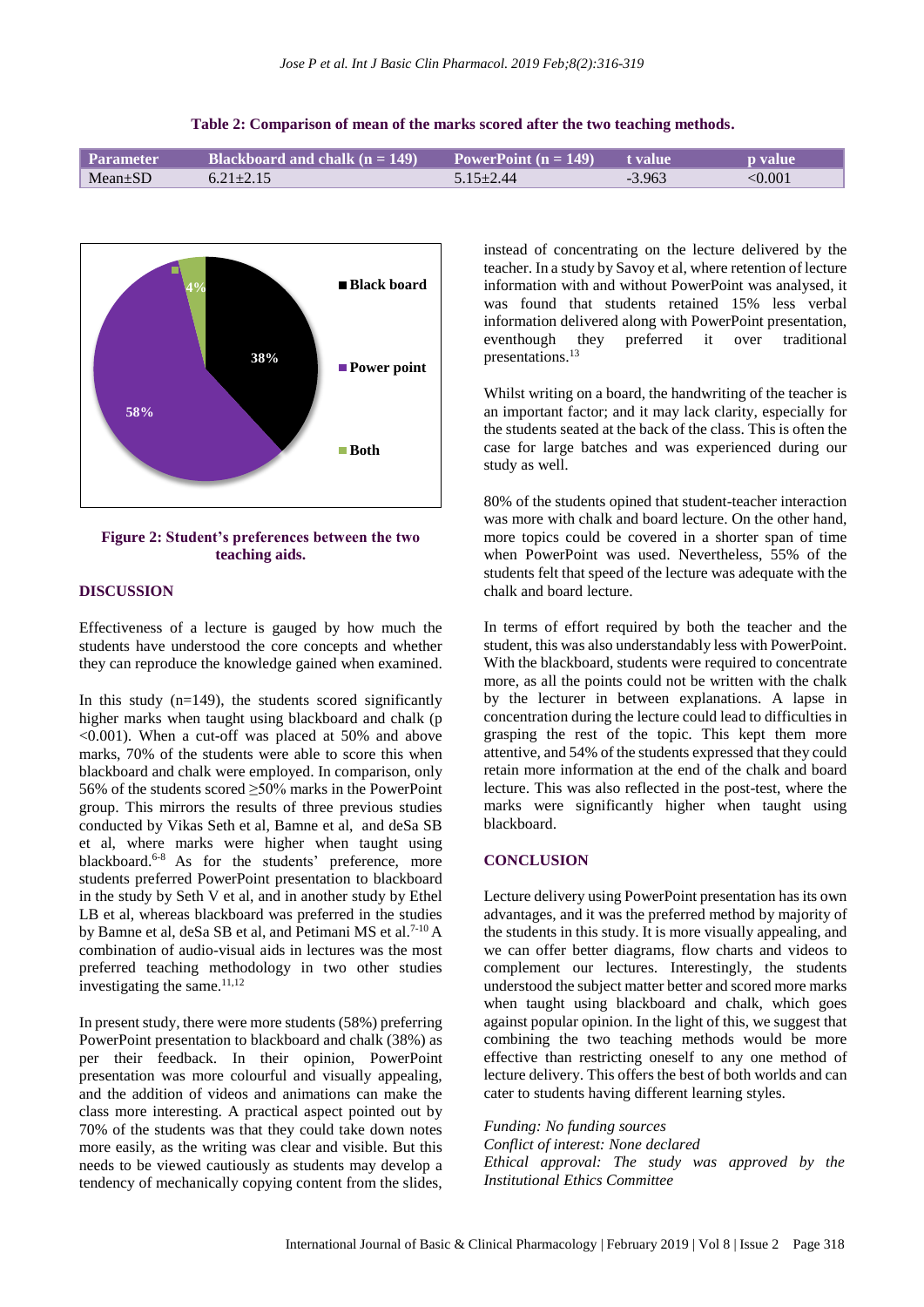**Table 2: Comparison of mean of the marks scored after the two teaching methods.**

| Parameter | Blackboard and chalk (n = 149) | PowerPoint (n = 149) | t value | p value |
|---|---|---|---|---|
| Mean±SD | 6.21±2.15 | 5.15±2.44 | -3.963 | <0.001 |

**Figure 2: Student's preferences between the two teaching aids.**

## DISCUSSION

Effectiveness of a lecture is gauged by how much the students have understood the core concepts and whether they can reproduce the knowledge gained when examined.

In this study (n=149), the students scored significantly higher marks when taught using blackboard and chalk (p <0.001). When a cut-off was placed at 50% and above marks, 70% of the students were able to score this when blackboard and chalk were employed. In comparison, only 56% of the students scored ≥50% marks in the PowerPoint group. This mirrors the results of three previous studies conducted by Vikas Seth et al, Bamne et al, and deSa SB et al, where marks were higher when taught using blackboard.[6-8] As for the students' preference, more students preferred PowerPoint presentation to blackboard in the study by Seth V et al, and in another study by Ethel LB et al, whereas blackboard was preferred in the studies by Bamne et al, deSa SB et al, and Petimani MS et al.[7-10] A combination of audio-visual aids in lectures was the most preferred teaching methodology in two other studies investigating the same.[11,12]

In present study, there were more students (58%) preferring PowerPoint presentation to blackboard and chalk (38%) as per their feedback. In their opinion, PowerPoint presentation was more colourful and visually appealing, and the addition of videos and animations can make the class more interesting. A practical aspect pointed out by 70% of the students was that they could take down notes more easily, as the writing was clear and visible. But this needs to be viewed cautiously as students may develop a tendency of mechanically copying content from the slides, instead of concentrating on the lecture delivered by the teacher. In a study by Savoy et al, where retention of lecture information with and without PowerPoint was analysed, it was found that students retained 15% less verbal information delivered along with PowerPoint presentation, eventhough they preferred it over traditional presentations.[13]

Whilst writing on a board, the handwriting of the teacher is an important factor; and it may lack clarity, especially for the students seated at the back of the class. This is often the case for large batches and was experienced during our study as well.

80% of the students opined that student-teacher interaction was more with chalk and board lecture. On the other hand, more topics could be covered in a shorter span of time when PowerPoint was used. Nevertheless, 55% of the students felt that speed of the lecture was adequate with the chalk and board lecture.

In terms of effort required by both the teacher and the student, this was also understandably less with PowerPoint. With the blackboard, students were required to concentrate more, as all the points could not be written with the chalk by the lecturer in between explanations. A lapse in concentration during the lecture could lead to difficulties in grasping the rest of the topic. This kept them more attentive, and 54% of the students expressed that they could retain more information at the end of the chalk and board lecture. This was also reflected in the post-test, where the marks were significantly higher when taught using blackboard.

## CONCLUSION

Lecture delivery using PowerPoint presentation has its own advantages, and it was the preferred method by majority of the students in this study. It is more visually appealing, and we can offer better diagrams, flow charts and videos to complement our lectures. Interestingly, the students understood the subject matter better and scored more marks when taught using blackboard and chalk, which goes against popular opinion. In the light of this, we suggest that combining the two teaching methods would be more effective than restricting oneself to any one method of lecture delivery. This offers the best of both worlds and can cater to students having different learning styles.

*Funding: No funding sources*
*Conflict of interest: None declared*
*Ethical approval: The study was approved by the Institutional Ethics Committee*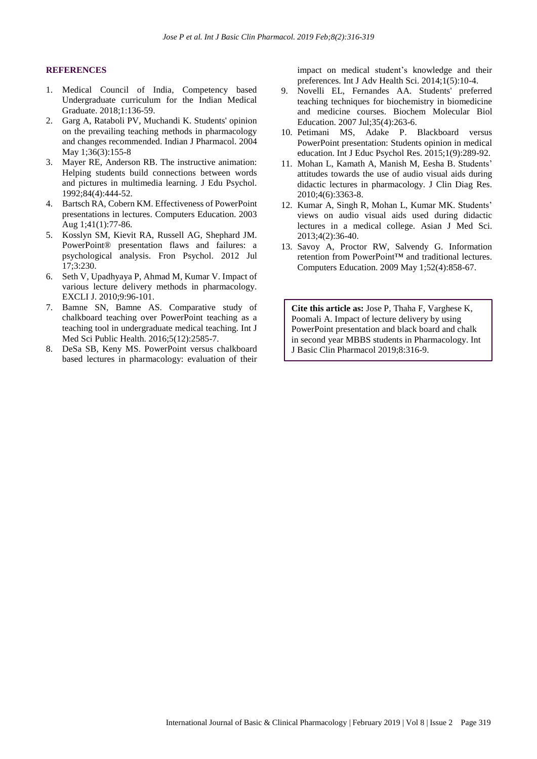**REFERENCES**

1. Medical Council of India, Competency based Undergraduate curriculum for the Indian Medical Graduate. 2018;1:136-59.
2. Garg A, Rataboli PV, Muchandi K. Students' opinion on the prevailing teaching methods in pharmacology and changes recommended. Indian J Pharmacol. 2004 May 1;36(3):155-8
3. Mayer RE, Anderson RB. The instructive animation: Helping students build connections between words and pictures in multimedia learning. J Edu Psychol. 1992;84(4):444-52.
4. Bartsch RA, Cobern KM. Effectiveness of PowerPoint presentations in lectures. Computers Education. 2003 Aug 1;41(1):77-86.
5. Kosslyn SM, Kievit RA, Russell AG, Shephard JM. PowerPoint® presentation flaws and failures: a psychological analysis. Fron Psychol. 2012 Jul 17;3:230.
6. Seth V, Upadhyaya P, Ahmad M, Kumar V. Impact of various lecture delivery methods in pharmacology. EXCLI J. 2010;9:96-101.
7. Bamne SN, Bamne AS. Comparative study of chalkboard teaching over PowerPoint teaching as a teaching tool in undergraduate medical teaching. Int J Med Sci Public Health. 2016;5(12):2585-7.
8. DeSa SB, Keny MS. PowerPoint versus chalkboard based lectures in pharmacology: evaluation of their impact on medical student's knowledge and their preferences. Int J Adv Health Sci. 2014;1(5):10-4.
9. Novelli EL, Fernandes AA. Students' preferred teaching techniques for biochemistry in biomedicine and medicine courses. Biochem Molecular Biol Education. 2007 Jul;35(4):263-6.
10. Petimani MS, Adake P. Blackboard versus PowerPoint presentation: Students opinion in medical education. Int J Educ Psychol Res. 2015;1(9):289-92.
11. Mohan L, Kamath A, Manish M, Eesha B. Students' attitudes towards the use of audio visual aids during didactic lectures in pharmacology. J Clin Diag Res. 2010;4(6):3363-8.
12. Kumar A, Singh R, Mohan L, Kumar MK. Students' views on audio visual aids used during didactic lectures in a medical college. Asian J Med Sci. 2013;4(2):36-40.
13. Savoy A, Proctor RW, Salvendy G. Information retention from PowerPoint™ and traditional lectures. Computers Education. 2009 May 1;52(4):858-67.

**Cite this article as:** Jose P, Thaha F, Varghese K, Poomali A. Impact of lecture delivery by using PowerPoint presentation and black board and chalk in second year MBBS students in Pharmacology. Int J Basic Clin Pharmacol 2019;8:316-9.